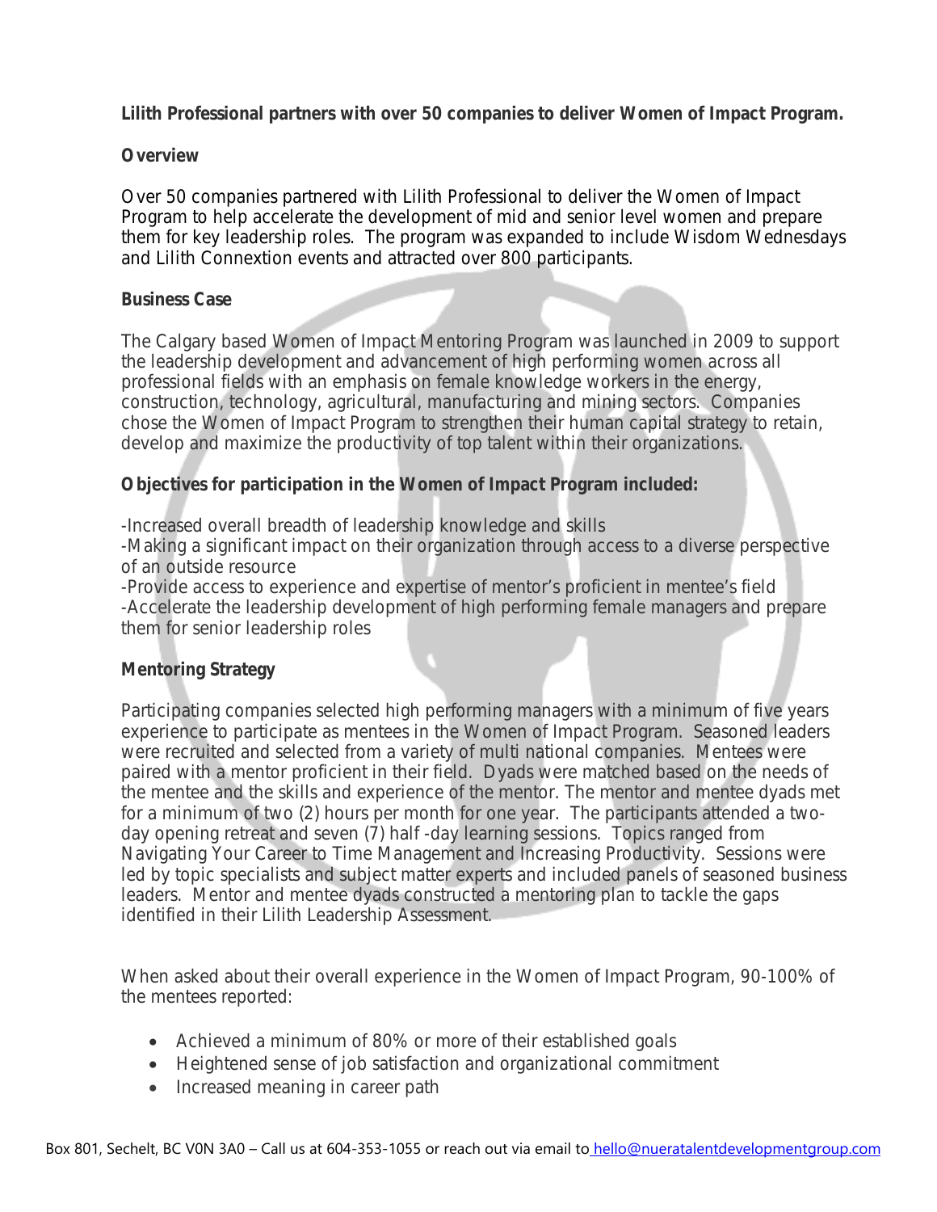**Lilith Professional partners with over 50 companies to deliver Women of Impact Program.**

## Overview

Over 50 companies partnered with Lilith Professional to deliver the Women of Impact Program to help accelerate the development of mid and senior level women and prepare them for key leadership roles. The program was expanded to include Wisdom Wednesdays and Lilith Connextion events and attracted over 800 participants.

## Business Case

The Calgary based Women of Impact Mentoring Program was launched in 2009 to support the leadership development and advancement of high performing women across all professional fields with an emphasis on female knowledge workers in the energy, construction, technology, agricultural, manufacturing and mining sectors. Companies chose the Women of Impact Program to strengthen their human capital strategy to retain, develop and maximize the productivity of top talent within their organizations.

**Objectives for participation in the Women of Impact Program included:**

-Increased overall breadth of leadership knowledge and skills
-Making a significant impact on their organization through access to a diverse perspective of an outside resource
-Provide access to experience and expertise of mentor's proficient in mentee's field
-Accelerate the leadership development of high performing female managers and prepare them for senior leadership roles

## Mentoring Strategy

Participating companies selected high performing managers with a minimum of five years experience to participate as mentees in the Women of Impact Program. Seasoned leaders were recruited and selected from a variety of multi national companies. Mentees were paired with a mentor proficient in their field. Dyads were matched based on the needs of the mentee and the skills and experience of the mentor. The mentor and mentee dyads met for a minimum of two (2) hours per month for one year. The participants attended a two-day opening retreat and seven (7) half -day learning sessions. Topics ranged from Navigating Your Career to Time Management and Increasing Productivity. Sessions were led by topic specialists and subject matter experts and included panels of seasoned business leaders. Mentor and mentee dyads constructed a mentoring plan to tackle the gaps identified in their Lilith Leadership Assessment.

When asked about their overall experience in the Women of Impact Program, 90-100% of the mentees reported:

- Achieved a minimum of 80% or more of their established goals
- Heightened sense of job satisfaction and organizational commitment
- Increased meaning in career path

Box 801, Sechelt, BC V0N 3A0 – Call us at 604-353-1055 or reach out via email to hello@nueratalentdevelopmentgroup.com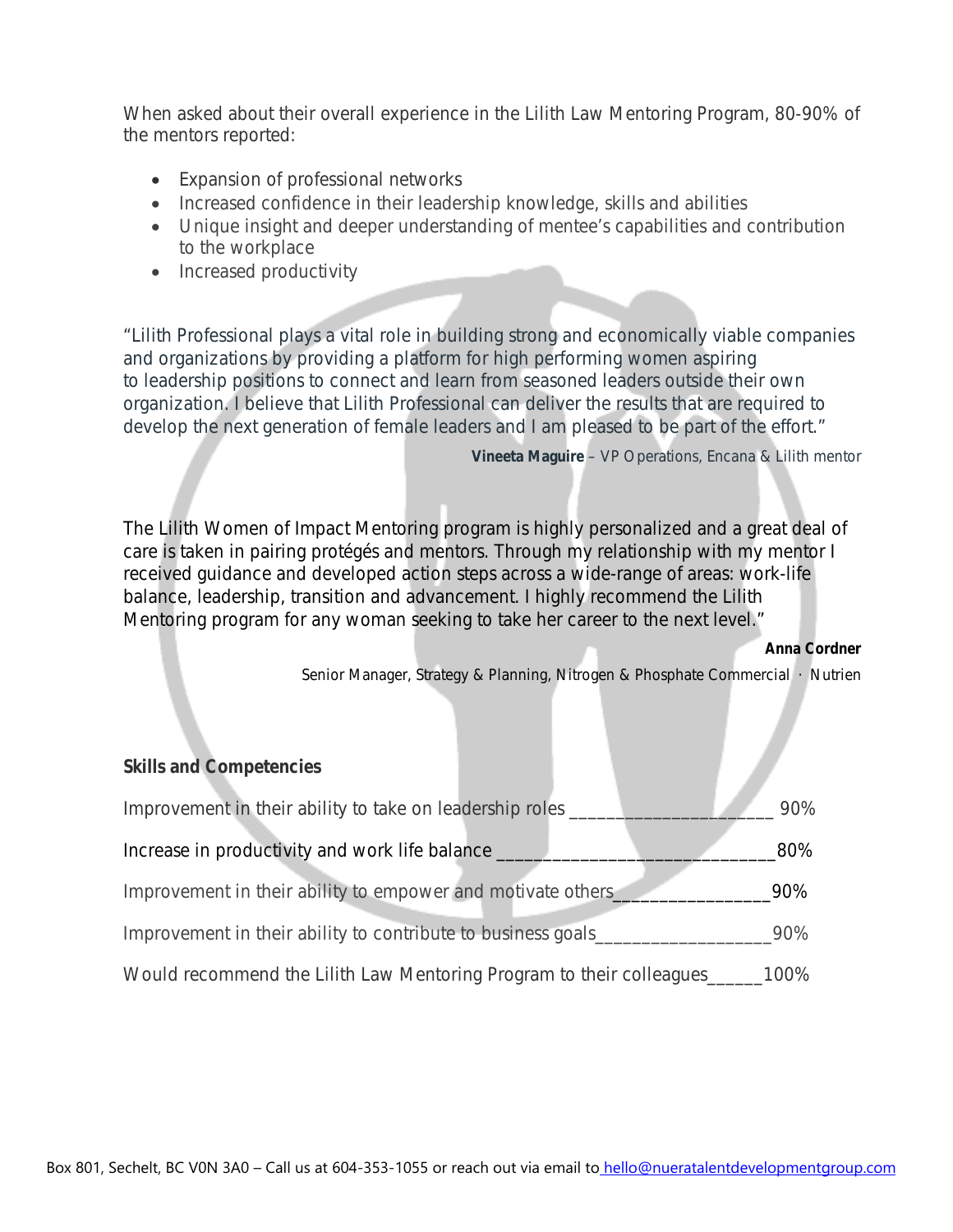When asked about their overall experience in the Lilith Law Mentoring Program, 80-90% of the mentors reported:

- Expansion of professional networks
- Increased confidence in their leadership knowledge, skills and abilities
- Unique insight and deeper understanding of mentee's capabilities and contribution to the workplace
- Increased productivity

"Lilith Professional plays a vital role in building strong and economically viable companies and organizations by providing a platform for high performing women aspiring to leadership positions to connect and learn from seasoned leaders outside their own organization. I believe that Lilith Professional can deliver the results that are required to develop the next generation of female leaders and I am pleased to be part of the effort."

**Vineeta Maguire** – VP Operations, Encana & Lilith mentor

The Lilith Women of Impact Mentoring program is highly personalized and a great deal of care is taken in pairing protégés and mentors. Through my relationship with my mentor I received guidance and developed action steps across a wide-range of areas: work-life balance, leadership, transition and advancement. I highly recommend the Lilith Mentoring program for any woman seeking to take her career to the next level."

**Anna Cordner**

Senior Manager, Strategy & Planning, Nitrogen & Phosphate Commercial · Nutrien

**Skills and Competencies**

Improvement in their ability to take on leadership roles ______________________ 90%

Increase in productivity and work life balance ______________________________80%

Improvement in their ability to empower and motivate others_________________90%

Improvement in their ability to contribute to business goals___________________90%

Would recommend the Lilith Law Mentoring Program to their colleagues______100%